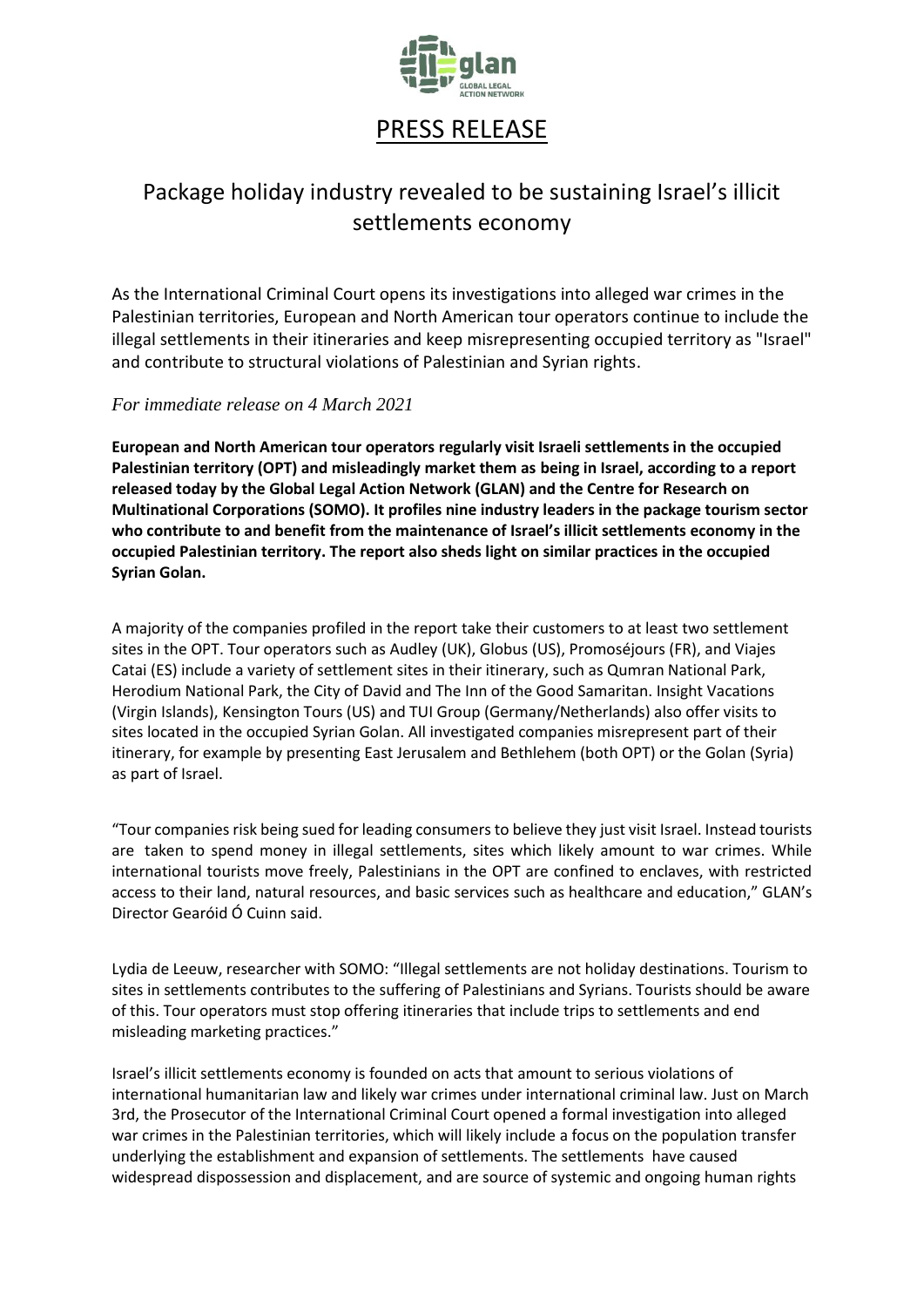# PRESS RELEASE

## Package holiday industry revealed to be sustaining Israel's illicit settlements economy

As the International Criminal Court opens its investigations into alleged war crimes in the Palestinian territories, European and North American tour operators continue to include the illegal settlements in their itineraries and keep misrepresenting occupied territory as "Israel" and contribute to structural violations of Palestinian and Syrian rights.

*For immediate release on 4 March 2021*

**European and North American tour operators regularly visit Israeli settlements in the occupied Palestinian territory (OPT) and misleadingly market them as being in Israel, according to a report released today by the Global Legal Action Network (GLAN) and the Centre for Research on Multinational Corporations (SOMO). It profiles nine industry leaders in the package tourism sector who contribute to and benefit from the maintenance of Israel's illicit settlements economy in the occupied Palestinian territory. The report also sheds light on similar practices in the occupied Syrian Golan.**

A majority of the companies profiled in the report take their customers to at least two settlement sites in the OPT. Tour operators such as Audley (UK), Globus (US), Promoséjours (FR), and Viajes Catai (ES) include a variety of settlement sites in their itinerary, such as Qumran National Park, Herodium National Park, the City of David and The Inn of the Good Samaritan. Insight Vacations (Virgin Islands), Kensington Tours (US) and TUI Group (Germany/Netherlands) also offer visits to sites located in the occupied Syrian Golan. All investigated companies misrepresent part of their itinerary, for example by presenting East Jerusalem and Bethlehem (both OPT) or the Golan (Syria) as part of Israel.

"Tour companies risk being sued for leading consumers to believe they just visit Israel. Instead tourists are taken to spend money in illegal settlements, sites which likely amount to war crimes. While international tourists move freely, Palestinians in the OPT are confined to enclaves, with restricted access to their land, natural resources, and basic services such as healthcare and education," GLAN's Director Gearóid Ó Cuinn said.

Lydia de Leeuw, researcher with SOMO: "Illegal settlements are not holiday destinations. Tourism to sites in settlements contributes to the suffering of Palestinians and Syrians. Tourists should be aware of this. Tour operators must stop offering itineraries that include trips to settlements and end misleading marketing practices."

Israel's illicit settlements economy is founded on acts that amount to serious violations of international humanitarian law and likely war crimes under international criminal law. Just on March 3rd, the Prosecutor of the International Criminal Court opened a formal investigation into alleged war crimes in the Palestinian territories, which will likely include a focus on the population transfer underlying the establishment and expansion of settlements. The settlements have caused widespread dispossession and displacement, and are source of systemic and ongoing human rights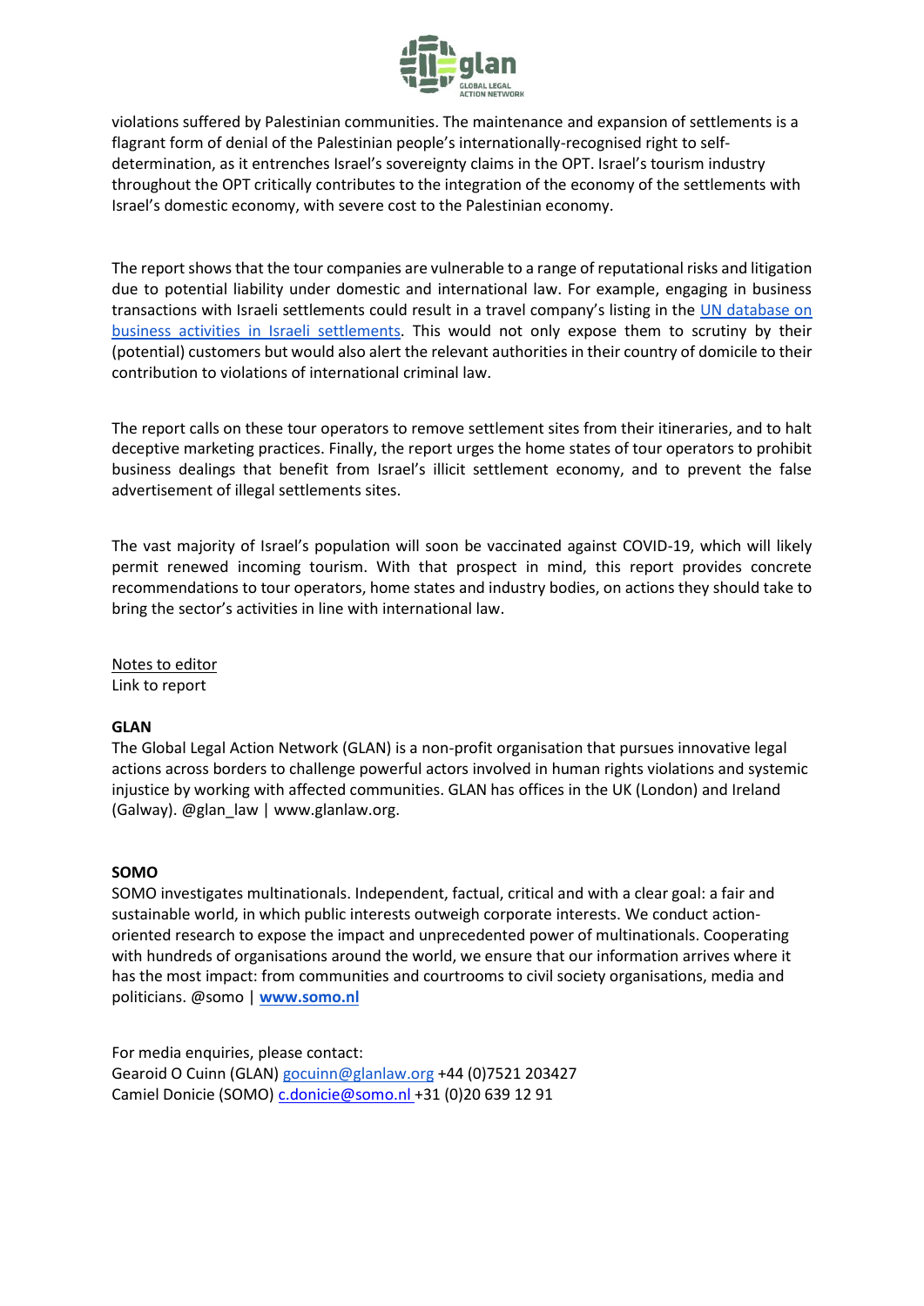violations suffered by Palestinian communities. The maintenance and expansion of settlements is a flagrant form of denial of the Palestinian people's internationally-recognised right to self-determination, as it entrenches Israel's sovereignty claims in the OPT. Israel's tourism industry throughout the OPT critically contributes to the integration of the economy of the settlements with Israel's domestic economy, with severe cost to the Palestinian economy.

The report shows that the tour companies are vulnerable to a range of reputational risks and litigation due to potential liability under domestic and international law. For example, engaging in business transactions with Israeli settlements could result in a travel company's listing in the [UN database on business activities in Israeli settlements](). This would not only expose them to scrutiny by their (potential) customers but would also alert the relevant authorities in their country of domicile to their contribution to violations of international criminal law.

The report calls on these tour operators to remove settlement sites from their itineraries, and to halt deceptive marketing practices. Finally, the report urges the home states of tour operators to prohibit business dealings that benefit from Israel's illicit settlement economy, and to prevent the false advertisement of illegal settlements sites.

The vast majority of Israel's population will soon be vaccinated against COVID-19, which will likely permit renewed incoming tourism. With that prospect in mind, this report provides concrete recommendations to tour operators, home states and industry bodies, on actions they should take to bring the sector's activities in line with international law.

Notes to editor
Link to report

**GLAN**
The Global Legal Action Network (GLAN) is a non-profit organisation that pursues innovative legal actions across borders to challenge powerful actors involved in human rights violations and systemic injustice by working with affected communities. GLAN has offices in the UK (London) and Ireland (Galway). @glan_law | www.glanlaw.org.

**SOMO**
SOMO investigates multinationals. Independent, factual, critical and with a clear goal: a fair and sustainable world, in which public interests outweigh corporate interests. We conduct action-oriented research to expose the impact and unprecedented power of multinationals. Cooperating with hundreds of organisations around the world, we ensure that our information arrives where it has the most impact: from communities and courtrooms to civil society organisations, media and politicians. @somo | **www.somo.nl**

For media enquiries, please contact:
Gearoid O Cuinn (GLAN) gocuinn@glanlaw.org +44 (0)7521 203427
Camiel Donicie (SOMO) c.donicie@somo.nl +31 (0)20 639 12 91